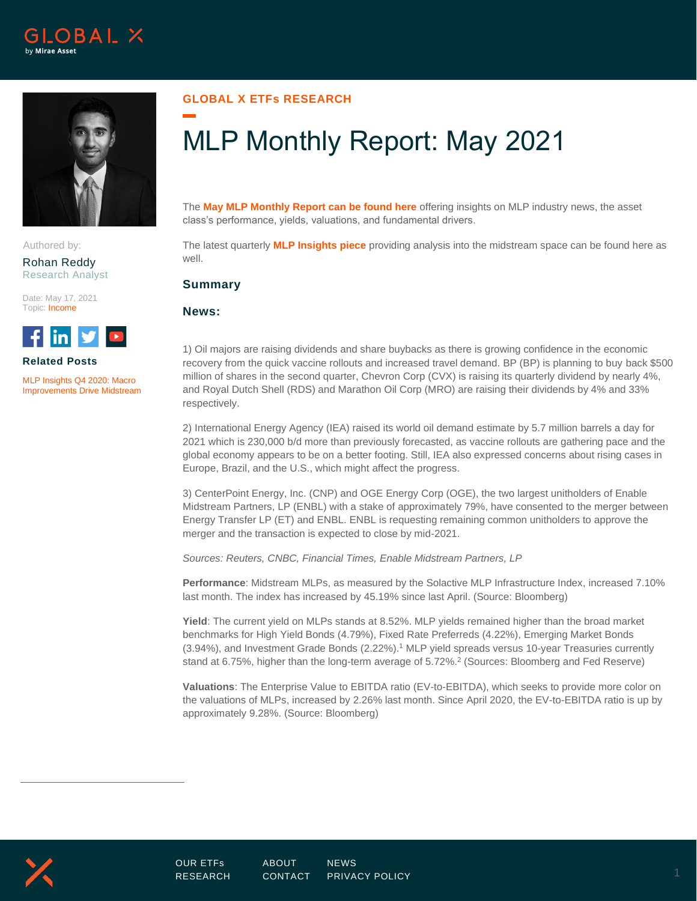# MLP Monthly Report: May 2021

GLOBAL X ETFs RESEARCH

Authored by:
Rohan Reddy
Research Analyst

Date: May 17, 2021
Topic: Income

**Related Posts**

MLP Insights Q4 2020: Macro Improvements Drive Midstream

The **May MLP Monthly Report can be found here** offering insights on MLP industry news, the asset class's performance, yields, valuations, and fundamental drivers.

The latest quarterly **MLP Insights piece** providing analysis into the midstream space can be found here as well.

## Summary

### News:

1) Oil majors are raising dividends and share buybacks as there is growing confidence in the economic recovery from the quick vaccine rollouts and increased travel demand. BP (BP) is planning to buy back $500 million of shares in the second quarter, Chevron Corp (CVX) is raising its quarterly dividend by nearly 4%, and Royal Dutch Shell (RDS) and Marathon Oil Corp (MRO) are raising their dividends by 4% and 33% respectively.

2) International Energy Agency (IEA) raised its world oil demand estimate by 5.7 million barrels a day for 2021 which is 230,000 b/d more than previously forecasted, as vaccine rollouts are gathering pace and the global economy appears to be on a better footing. Still, IEA also expressed concerns about rising cases in Europe, Brazil, and the U.S., which might affect the progress.

3) CenterPoint Energy, Inc. (CNP) and OGE Energy Corp (OGE), the two largest unitholders of Enable Midstream Partners, LP (ENBL) with a stake of approximately 79%, have consented to the merger between Energy Transfer LP (ET) and ENBL. ENBL is requesting remaining common unitholders to approve the merger and the transaction is expected to close by mid-2021.

*Sources: Reuters, CNBC, Financial Times, Enable Midstream Partners, LP*

**Performance**: Midstream MLPs, as measured by the Solactive MLP Infrastructure Index, increased 7.10% last month. The index has increased by 45.19% since last April. (Source: Bloomberg)

**Yield**: The current yield on MLPs stands at 8.52%. MLP yields remained higher than the broad market benchmarks for High Yield Bonds (4.79%), Fixed Rate Preferreds (4.22%), Emerging Market Bonds (3.94%), and Investment Grade Bonds (2.22%).[1] MLP yield spreads versus 10-year Treasuries currently stand at 6.75%, higher than the long-term average of 5.72%.[2] (Sources: Bloomberg and Fed Reserve)

**Valuations**: The Enterprise Value to EBITDA ratio (EV-to-EBITDA), which seeks to provide more color on the valuations of MLPs, increased by 2.26% last month. Since April 2020, the EV-to-EBITDA ratio is up by approximately 9.28%. (Source: Bloomberg)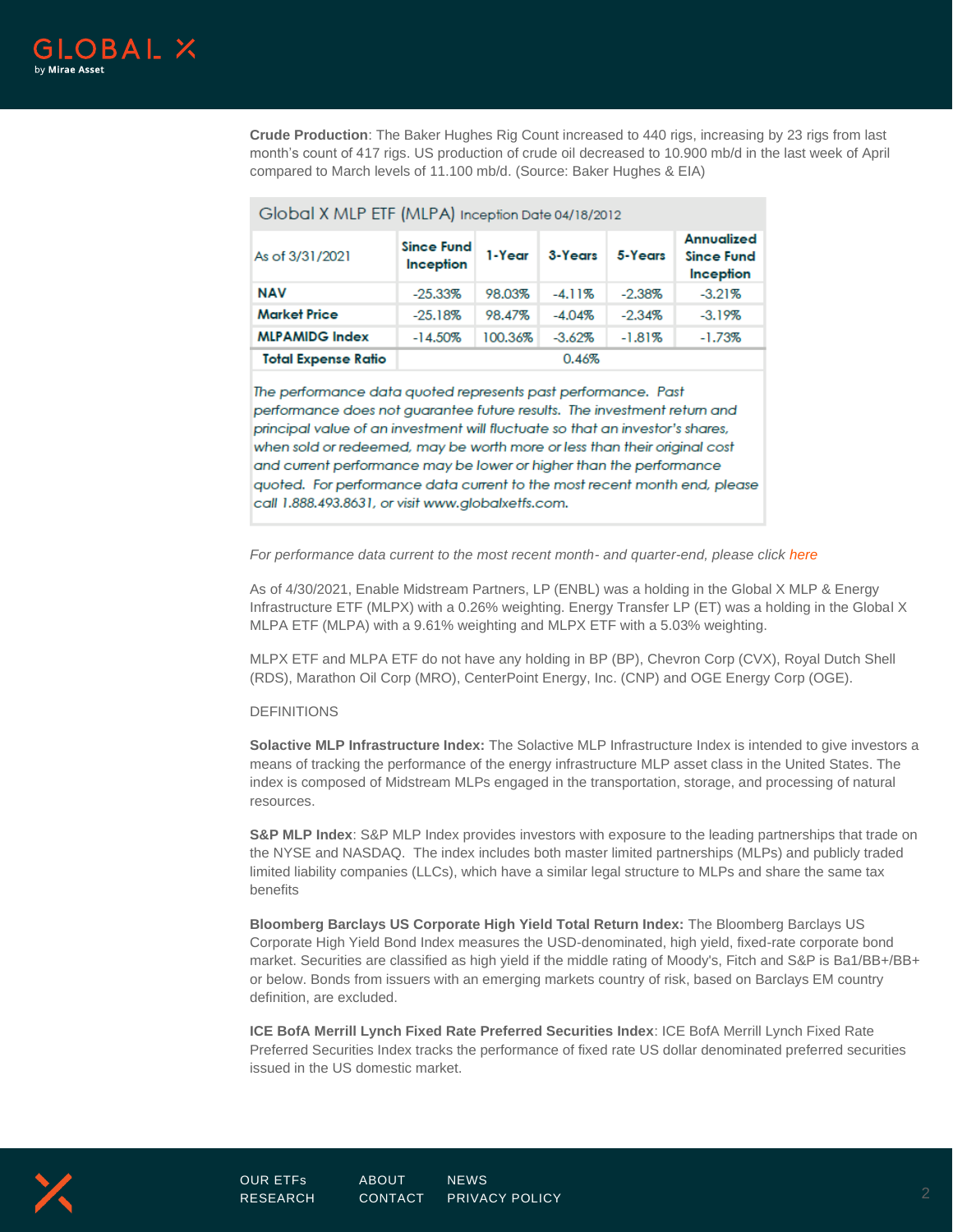**Crude Production**: The Baker Hughes Rig Count increased to 440 rigs, increasing by 23 rigs from last month's count of 417 rigs. US production of crude oil decreased to 10.900 mb/d in the last week of April compared to March levels of 11.100 mb/d. (Source: Baker Hughes & EIA)

Global X MLP ETF (MLPA) Inception Date 04/18/2012

| As of 3/31/2021 | Since Fund Inception | 1-Year | 3-Years | 5-Years | Annualized Since Fund Inception |
|---|---|---|---|---|---|
| **NAV** | -25.33% | 98.03% | -4.11% | -2.38% | -3.21% |
| **Market Price** | -25.18% | 98.47% | -4.04% | -2.34% | -3.19% |
| **MLPAMIDG Index** | -14.50% | 100.36% | -3.62% | -1.81% | -1.73% |
| **Total Expense Ratio** | 0.46% | | | | |

*The performance data quoted represents past performance. Past performance does not guarantee future results. The investment return and principal value of an investment will fluctuate so that an investor's shares, when sold or redeemed, may be worth more or less than their original cost and current performance may be lower or higher than the performance quoted. For performance data current to the most recent month end, please call 1.888.493.8631, or visit www.globalxetfs.com.*

*For performance data current to the most recent month- and quarter-end, please click here*

As of 4/30/2021, Enable Midstream Partners, LP (ENBL) was a holding in the Global X MLP & Energy Infrastructure ETF (MLPX) with a 0.26% weighting. Energy Transfer LP (ET) was a holding in the Global X MLPA ETF (MLPA) with a 9.61% weighting and MLPX ETF with a 5.03% weighting.

MLPX ETF and MLPA ETF do not have any holding in BP (BP), Chevron Corp (CVX), Royal Dutch Shell (RDS), Marathon Oil Corp (MRO), CenterPoint Energy, Inc. (CNP) and OGE Energy Corp (OGE).

DEFINITIONS

**Solactive MLP Infrastructure Index:** The Solactive MLP Infrastructure Index is intended to give investors a means of tracking the performance of the energy infrastructure MLP asset class in the United States. The index is composed of Midstream MLPs engaged in the transportation, storage, and processing of natural resources.

**S&P MLP Index**: S&P MLP Index provides investors with exposure to the leading partnerships that trade on the NYSE and NASDAQ. The index includes both master limited partnerships (MLPs) and publicly traded limited liability companies (LLCs), which have a similar legal structure to MLPs and share the same tax benefits

**Bloomberg Barclays US Corporate High Yield Total Return Index:** The Bloomberg Barclays US Corporate High Yield Bond Index measures the USD-denominated, high yield, fixed-rate corporate bond market. Securities are classified as high yield if the middle rating of Moody's, Fitch and S&P is Ba1/BB+/BB+ or below. Bonds from issuers with an emerging markets country of risk, based on Barclays EM country definition, are excluded.

**ICE BofA Merrill Lynch Fixed Rate Preferred Securities Index**: ICE BofA Merrill Lynch Fixed Rate Preferred Securities Index tracks the performance of fixed rate US dollar denominated preferred securities issued in the US domestic market.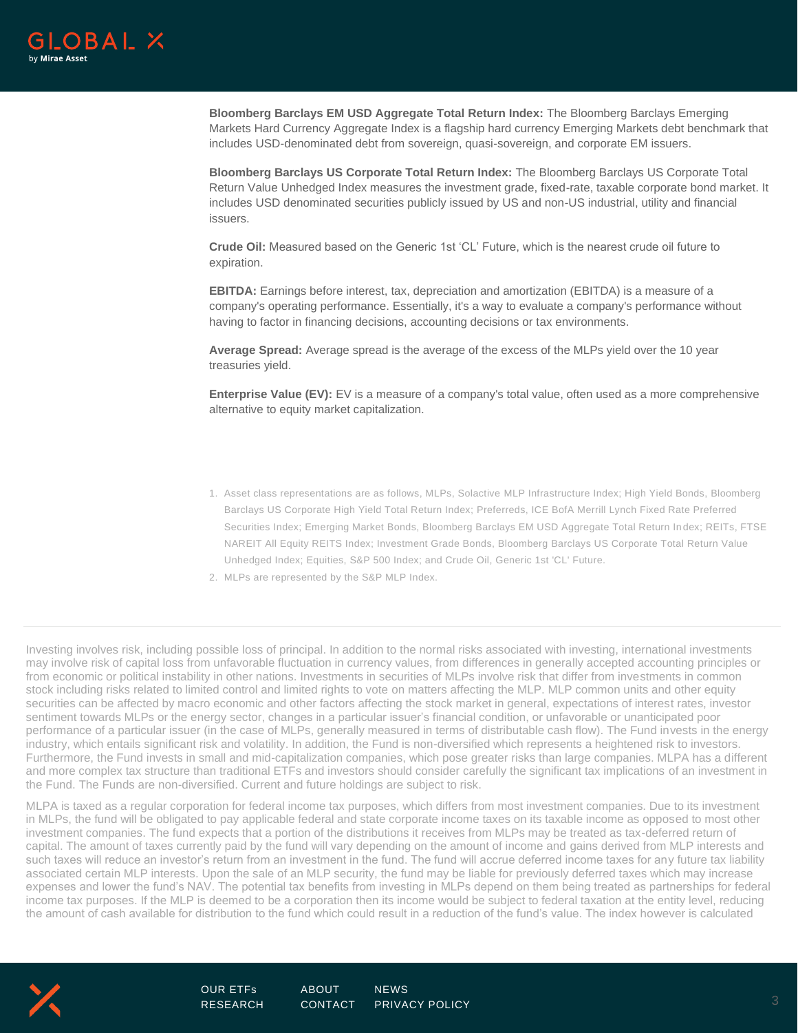**Bloomberg Barclays EM USD Aggregate Total Return Index:** The Bloomberg Barclays Emerging Markets Hard Currency Aggregate Index is a flagship hard currency Emerging Markets debt benchmark that includes USD-denominated debt from sovereign, quasi-sovereign, and corporate EM issuers.

**Bloomberg Barclays US Corporate Total Return Index:** The Bloomberg Barclays US Corporate Total Return Value Unhedged Index measures the investment grade, fixed-rate, taxable corporate bond market. It includes USD denominated securities publicly issued by US and non-US industrial, utility and financial issuers.

**Crude Oil:** Measured based on the Generic 1st 'CL' Future, which is the nearest crude oil future to expiration.

**EBITDA:** Earnings before interest, tax, depreciation and amortization (EBITDA) is a measure of a company's operating performance. Essentially, it's a way to evaluate a company's performance without having to factor in financing decisions, accounting decisions or tax environments.

**Average Spread:** Average spread is the average of the excess of the MLPs yield over the 10 year treasuries yield.

**Enterprise Value (EV):** EV is a measure of a company's total value, often used as a more comprehensive alternative to equity market capitalization.

1. Asset class representations are as follows, MLPs, Solactive MLP Infrastructure Index; High Yield Bonds, Bloomberg Barclays US Corporate High Yield Total Return Index; Preferreds, ICE BofA Merrill Lynch Fixed Rate Preferred Securities Index; Emerging Market Bonds, Bloomberg Barclays EM USD Aggregate Total Return Index; REITs, FTSE NAREIT All Equity REITS Index; Investment Grade Bonds, Bloomberg Barclays US Corporate Total Return Value Unhedged Index; Equities, S&P 500 Index; and Crude Oil, Generic 1st 'CL' Future.
2. MLPs are represented by the S&P MLP Index.

Investing involves risk, including possible loss of principal. In addition to the normal risks associated with investing, international investments may involve risk of capital loss from unfavorable fluctuation in currency values, from differences in generally accepted accounting principles or from economic or political instability in other nations. Investments in securities of MLPs involve risk that differ from investments in common stock including risks related to limited control and limited rights to vote on matters affecting the MLP. MLP common units and other equity securities can be affected by macro economic and other factors affecting the stock market in general, expectations of interest rates, investor sentiment towards MLPs or the energy sector, changes in a particular issuer's financial condition, or unfavorable or unanticipated poor performance of a particular issuer (in the case of MLPs, generally measured in terms of distributable cash flow). The Fund invests in the energy industry, which entails significant risk and volatility. In addition, the Fund is non-diversified which represents a heightened risk to investors. Furthermore, the Fund invests in small and mid-capitalization companies, which pose greater risks than large companies. MLPA has a different and more complex tax structure than traditional ETFs and investors should consider carefully the significant tax implications of an investment in the Fund. The Funds are non-diversified. Current and future holdings are subject to risk.

MLPA is taxed as a regular corporation for federal income tax purposes, which differs from most investment companies. Due to its investment in MLPs, the fund will be obligated to pay applicable federal and state corporate income taxes on its taxable income as opposed to most other investment companies. The fund expects that a portion of the distributions it receives from MLPs may be treated as tax-deferred return of capital. The amount of taxes currently paid by the fund will vary depending on the amount of income and gains derived from MLP interests and such taxes will reduce an investor's return from an investment in the fund. The fund will accrue deferred income taxes for any future tax liability associated certain MLP interests. Upon the sale of an MLP security, the fund may be liable for previously deferred taxes which may increase expenses and lower the fund's NAV. The potential tax benefits from investing in MLPs depend on them being treated as partnerships for federal income tax purposes. If the MLP is deemed to be a corporation then its income would be subject to federal taxation at the entity level, reducing the amount of cash available for distribution to the fund which could result in a reduction of the fund's value. The index however is calculated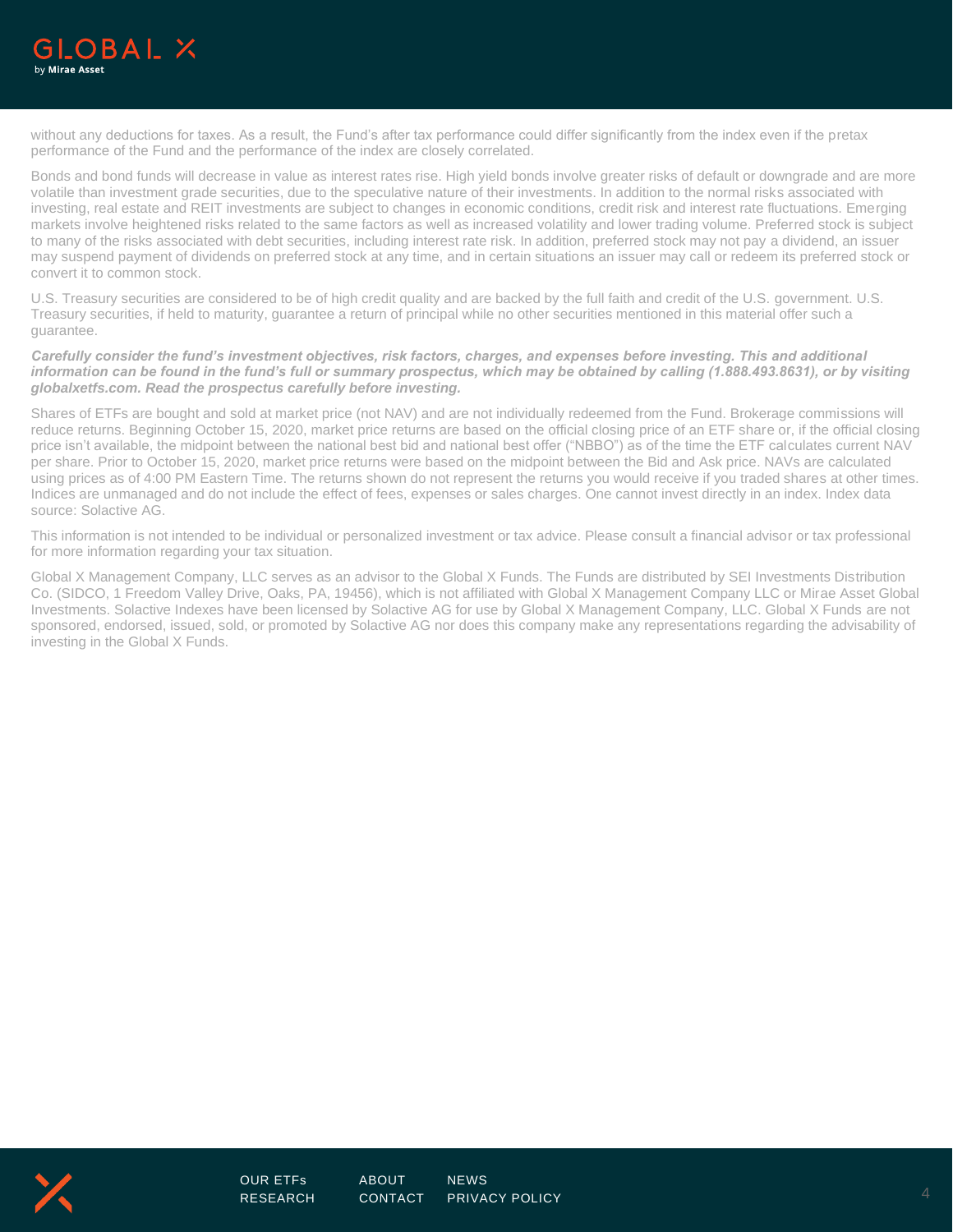without any deductions for taxes. As a result, the Fund's after tax performance could differ significantly from the index even if the pretax performance of the Fund and the performance of the index are closely correlated.

Bonds and bond funds will decrease in value as interest rates rise. High yield bonds involve greater risks of default or downgrade and are more volatile than investment grade securities, due to the speculative nature of their investments. In addition to the normal risks associated with investing, real estate and REIT investments are subject to changes in economic conditions, credit risk and interest rate fluctuations. Emerging markets involve heightened risks related to the same factors as well as increased volatility and lower trading volume. Preferred stock is subject to many of the risks associated with debt securities, including interest rate risk. In addition, preferred stock may not pay a dividend, an issuer may suspend payment of dividends on preferred stock at any time, and in certain situations an issuer may call or redeem its preferred stock or convert it to common stock.

U.S. Treasury securities are considered to be of high credit quality and are backed by the full faith and credit of the U.S. government. U.S. Treasury securities, if held to maturity, guarantee a return of principal while no other securities mentioned in this material offer such a guarantee.

***Carefully consider the fund's investment objectives, risk factors, charges, and expenses before investing. This and additional information can be found in the fund's full or summary prospectus, which may be obtained by calling (1.888.493.8631), or by visiting globalxetfs.com. Read the prospectus carefully before investing.***

Shares of ETFs are bought and sold at market price (not NAV) and are not individually redeemed from the Fund. Brokerage commissions will reduce returns. Beginning October 15, 2020, market price returns are based on the official closing price of an ETF share or, if the official closing price isn't available, the midpoint between the national best bid and national best offer ("NBBO") as of the time the ETF calculates current NAV per share. Prior to October 15, 2020, market price returns were based on the midpoint between the Bid and Ask price. NAVs are calculated using prices as of 4:00 PM Eastern Time. The returns shown do not represent the returns you would receive if you traded shares at other times. Indices are unmanaged and do not include the effect of fees, expenses or sales charges. One cannot invest directly in an index. Index data source: Solactive AG.

This information is not intended to be individual or personalized investment or tax advice. Please consult a financial advisor or tax professional for more information regarding your tax situation.

Global X Management Company, LLC serves as an advisor to the Global X Funds. The Funds are distributed by SEI Investments Distribution Co. (SIDCO, 1 Freedom Valley Drive, Oaks, PA, 19456), which is not affiliated with Global X Management Company LLC or Mirae Asset Global Investments. Solactive Indexes have been licensed by Solactive AG for use by Global X Management Company, LLC. Global X Funds are not sponsored, endorsed, issued, sold, or promoted by Solactive AG nor does this company make any representations regarding the advisability of investing in the Global X Funds.